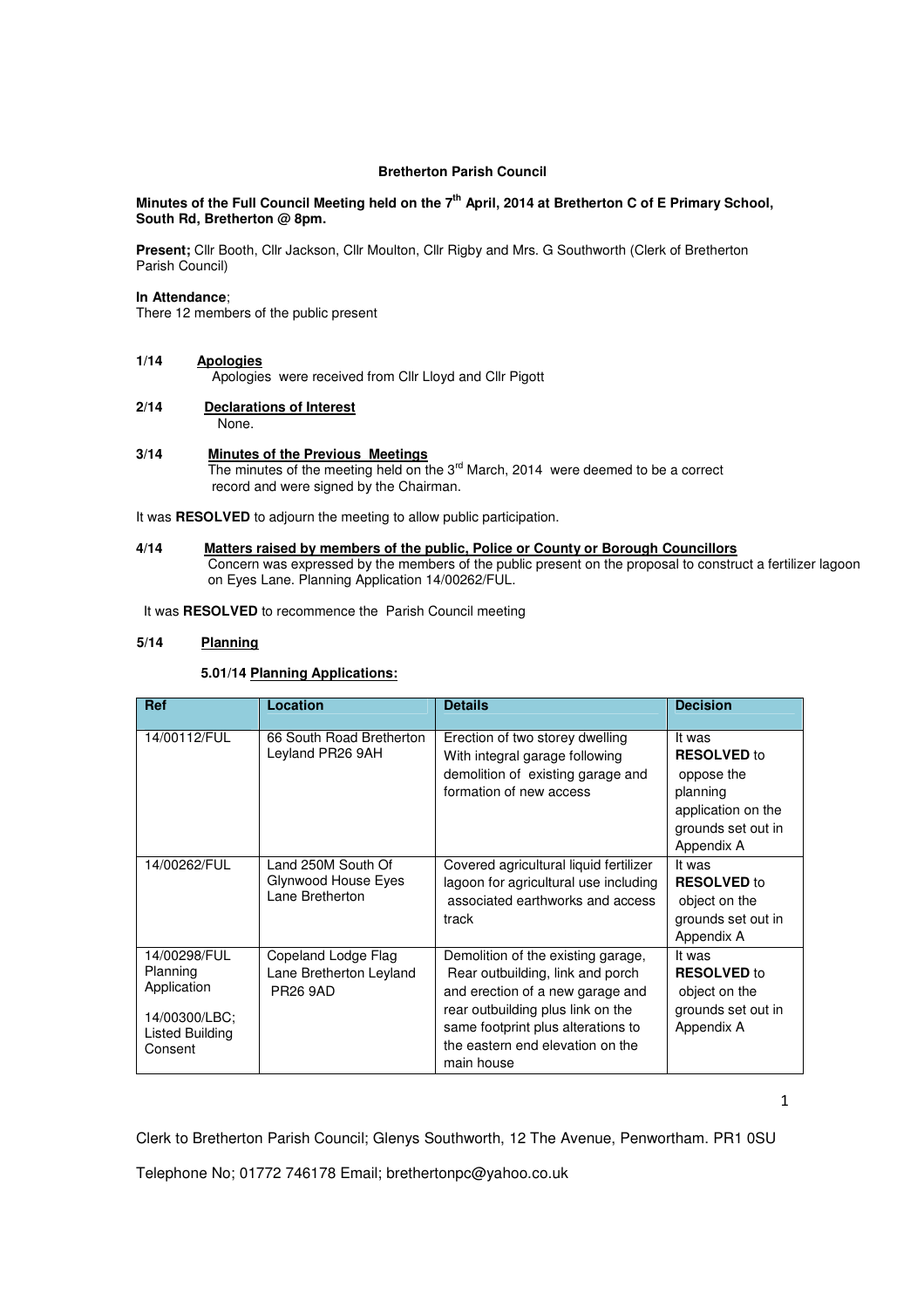**Bretherton Parish Council**

**Minutes of the Full Council Meeting held on the 7th April, 2014 at Bretherton C of E Primary School, South Rd, Bretherton @ 8pm.**

**Present;** Cllr Booth, Cllr Jackson, Cllr Moulton, Cllr Rigby and Mrs. G Southworth (Clerk of Bretherton Parish Council)

**In Attendance**;
There 12 members of the public present

**1/14 Apologies**
Apologies were received from Cllr Lloyd and Cllr Pigott

**2/14 Declarations of Interest**
None.

**3/14 Minutes of the Previous Meetings**
The minutes of the meeting held on the 3rd March, 2014 were deemed to be a correct record and were signed by the Chairman.

It was **RESOLVED** to adjourn the meeting to allow public participation.

**4/14 Matters raised by members of the public, Police or County or Borough Councillors**
Concern was expressed by the members of the public present on the proposal to construct a fertilizer lagoon on Eyes Lane. Planning Application 14/00262/FUL.

It was **RESOLVED** to recommence the Parish Council meeting

**5/14 Planning**

**5.01/14 Planning Applications:**

| Ref | Location | Details | Decision |
|---|---|---|---|
| 14/00112/FUL | 66 South Road Bretherton Leyland PR26 9AH | Erection of two storey dwelling With integral garage following demolition of existing garage and formation of new access | It was **RESOLVED** to oppose the planning application on the grounds set out in Appendix A |
| 14/00262/FUL | Land 250M South Of Glynwood House Eyes Lane Bretherton | Covered agricultural liquid fertilizer lagoon for agricultural use including associated earthworks and access track | It was **RESOLVED** to object on the grounds set out in Appendix A |
| 14/00298/FUL Planning Application<br><br>14/00300/LBC; Listed Building Consent | Copeland Lodge Flag Lane Bretherton Leyland PR26 9AD | Demolition of the existing garage, Rear outbuilding, link and porch and erection of a new garage and rear outbuilding plus link on the same footprint plus alterations to the eastern end elevation on the main house | It was **RESOLVED** to object on the grounds set out in Appendix A |

Clerk to Bretherton Parish Council; Glenys Southworth, 12 The Avenue, Penwortham. PR1 0SU

Telephone No; 01772 746178 Email; brethertonpc@yahoo.co.uk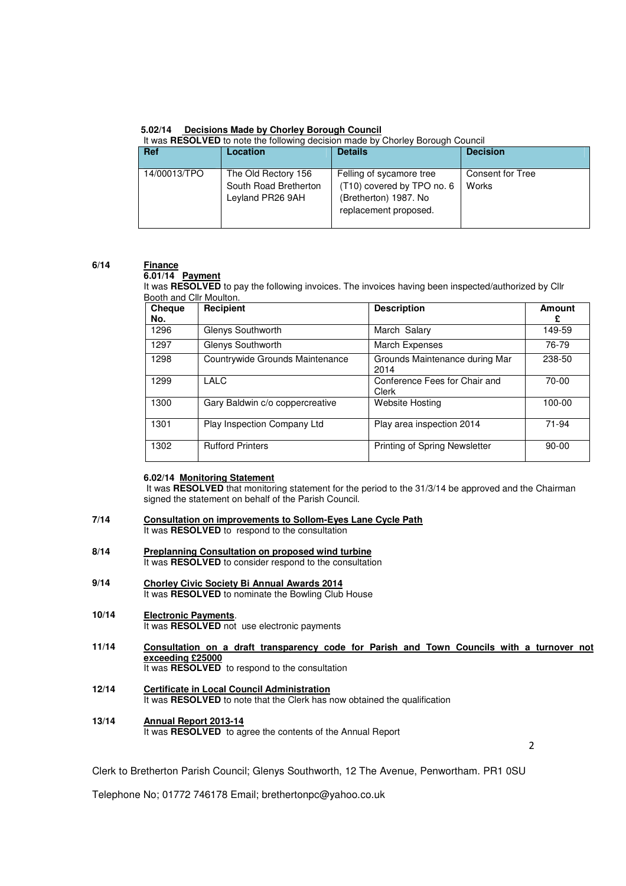**5.02/14 Decisions Made by Chorley Borough Council**

It was **RESOLVED** to note the following decision made by Chorley Borough Council

| Ref | Location | Details | Decision |
|---|---|---|---|
| 14/00013/TPO | The Old Rectory 156 South Road Bretherton Leyland PR26 9AH | Felling of sycamore tree (T10) covered by TPO no. 6 (Bretherton) 1987. No replacement proposed. | Consent for Tree Works |

**6/14 Finance**

**6.01/14 Payment**

It was **RESOLVED** to pay the following invoices. The invoices having been inspected/authorized by Cllr Booth and Cllr Moulton.

| Cheque No. | Recipient | Description | Amount £ |
|---|---|---|---|
| 1296 | Glenys Southworth | March Salary | 149-59 |
| 1297 | Glenys Southworth | March Expenses | 76-79 |
| 1298 | Countrywide Grounds Maintenance | Grounds Maintenance during Mar 2014 | 238-50 |
| 1299 | LALC | Conference Fees for Chair and Clerk | 70-00 |
| 1300 | Gary Baldwin c/o coppercreative | Website Hosting | 100-00 |
| 1301 | Play Inspection Company Ltd | Play area inspection 2014 | 71-94 |
| 1302 | Rufford Printers | Printing of Spring Newsletter | 90-00 |

**6.02/14 Monitoring Statement**

It was **RESOLVED** that monitoring statement for the period to the 31/3/14 be approved and the Chairman signed the statement on behalf of the Parish Council.

**7/14 Consultation on improvements to Sollom-Eyes Lane Cycle Path**

It was **RESOLVED** to respond to the consultation

**8/14 Preplanning Consultation on proposed wind turbine**

It was **RESOLVED** to consider respond to the consultation

**9/14 Chorley Civic Society Bi Annual Awards 2014**

It was **RESOLVED** to nominate the Bowling Club House

**10/14 Electronic Payments.**

It was **RESOLVED** not use electronic payments

**11/14 Consultation on a draft transparency code for Parish and Town Councils with a turnover not exceeding £25000**

It was **RESOLVED** to respond to the consultation

**12/14 Certificate in Local Council Administration**

It was **RESOLVED** to note that the Clerk has now obtained the qualification

**13/14 Annual Report 2013-14**

It was **RESOLVED** to agree the contents of the Annual Report

Clerk to Bretherton Parish Council; Glenys Southworth, 12 The Avenue, Penwortham. PR1 0SU

Telephone No; 01772 746178 Email; brethertonpc@yahoo.co.uk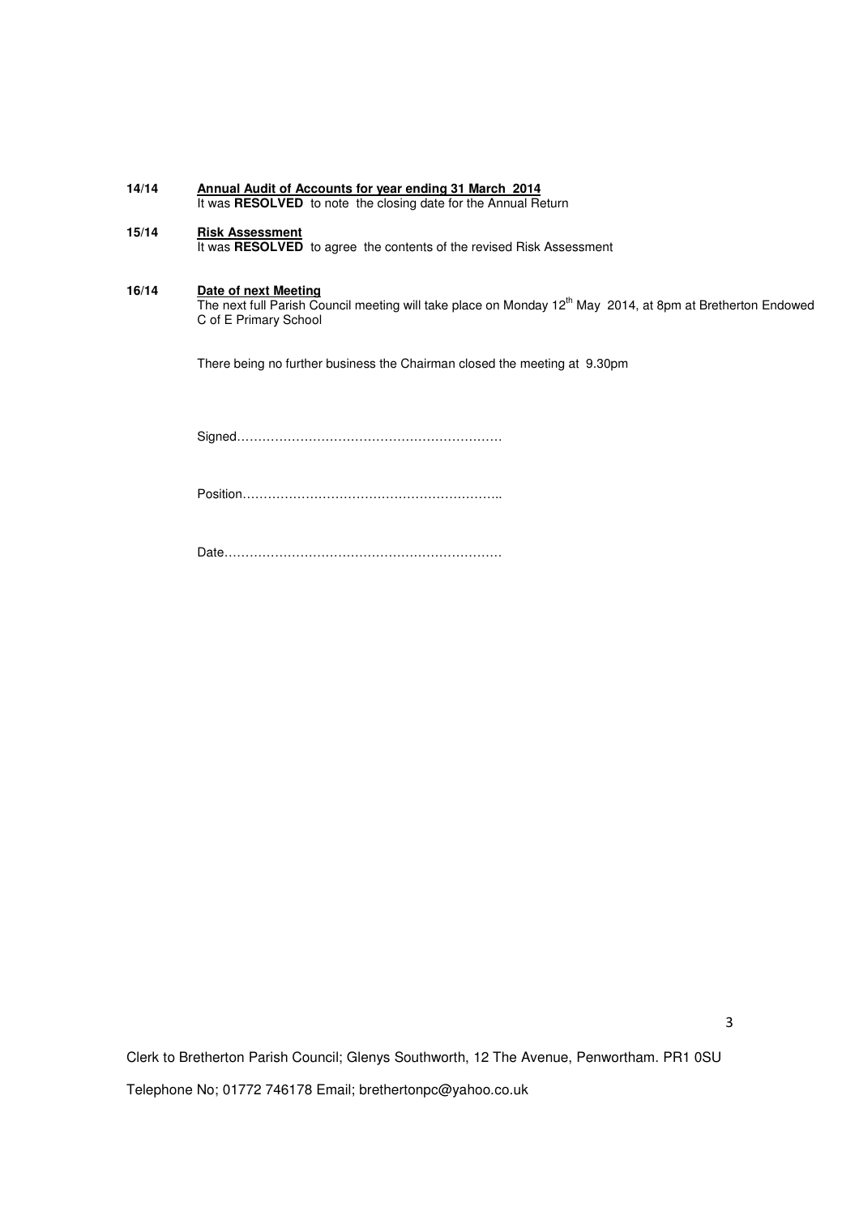**14/14** **Annual Audit of Accounts for year ending 31 March 2014**
It was **RESOLVED** to note the closing date for the Annual Return

**15/14** **Risk Assessment**
It was **RESOLVED** to agree the contents of the revised Risk Assessment

**16/14** **Date of next Meeting**
The next full Parish Council meeting will take place on Monday 12th May 2014, at 8pm at Bretherton Endowed C of E Primary School

There being no further business the Chairman closed the meeting at 9.30pm

Signed……………………………………………………

Position…………………………………………………..

Date……………………………………………………….

Clerk to Bretherton Parish Council; Glenys Southworth, 12 The Avenue, Penwortham. PR1 0SU

Telephone No; 01772 746178 Email; brethertonpc@yahoo.co.uk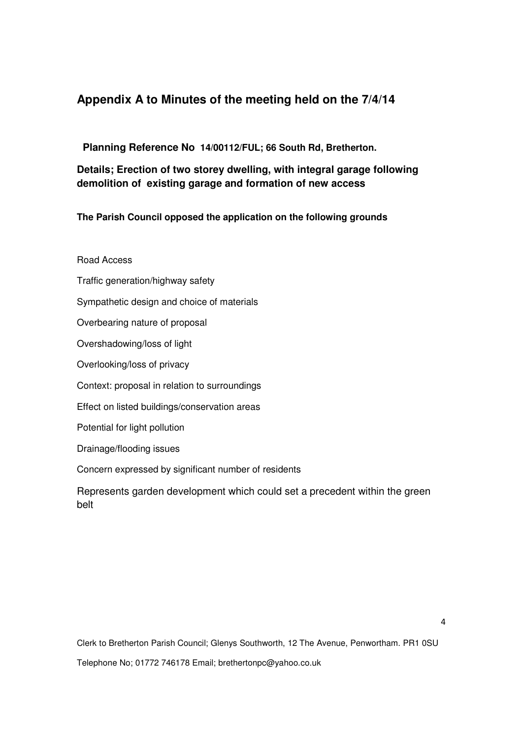## Appendix A to Minutes of the meeting held on the 7/4/14

**Planning Reference No 14/00112/FUL; 66 South Rd, Bretherton.**

**Details; Erection of two storey dwelling, with integral garage following demolition of existing garage and formation of new access**

**The Parish Council opposed the application on the following grounds**

Road Access

Traffic generation/highway safety

Sympathetic design and choice of materials

Overbearing nature of proposal

Overshadowing/loss of light

Overlooking/loss of privacy

Context: proposal in relation to surroundings

Effect on listed buildings/conservation areas

Potential for light pollution

Drainage/flooding issues

Concern expressed by significant number of residents

Represents garden development which could set a precedent within the green belt

Clerk to Bretherton Parish Council; Glenys Southworth, 12 The Avenue, Penwortham. PR1 0SU

Telephone No; 01772 746178 Email; brethertonpc@yahoo.co.uk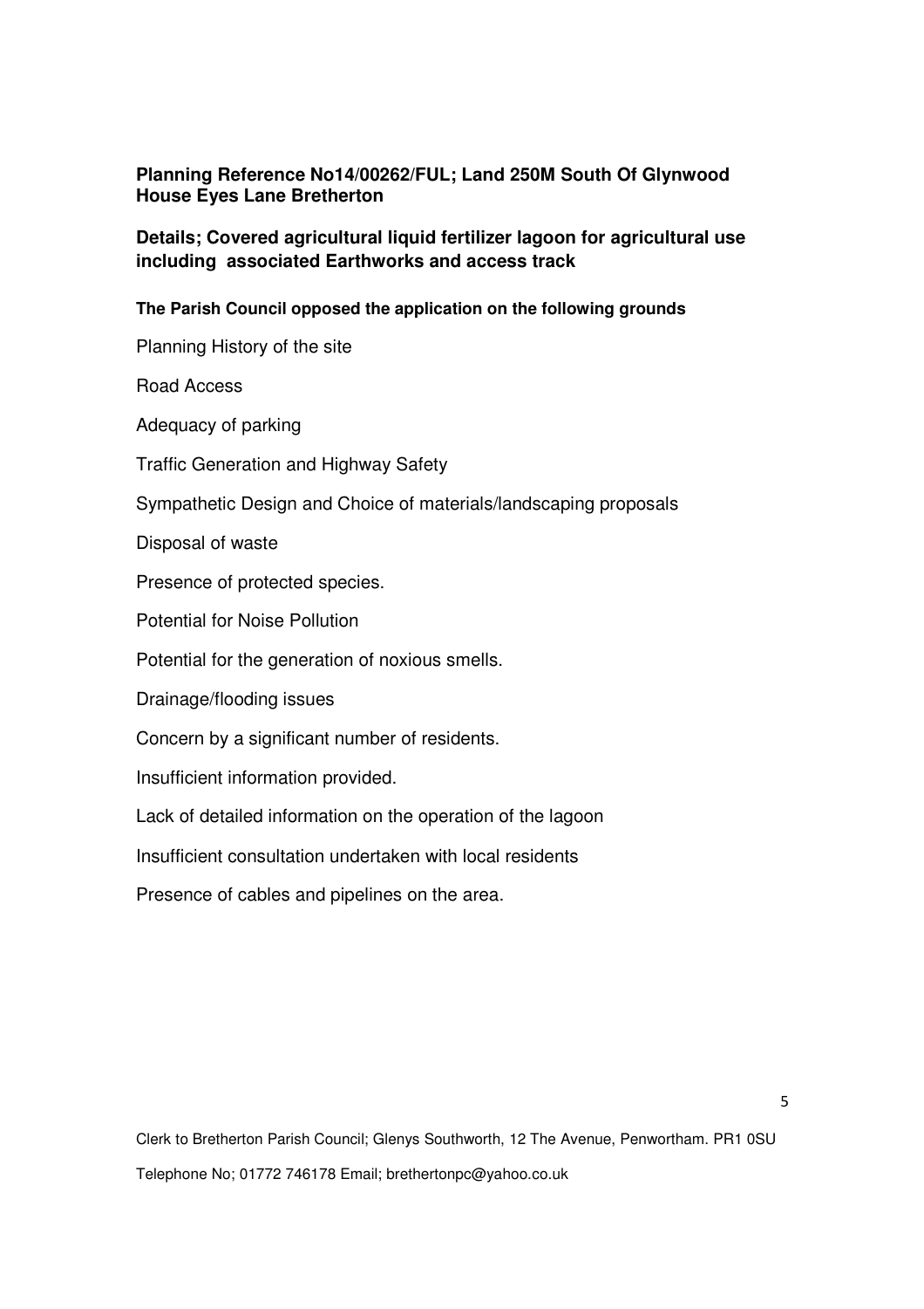**Planning Reference No14/00262/FUL; Land 250M South Of Glynwood House Eyes Lane Bretherton**

**Details; Covered agricultural liquid fertilizer lagoon for agricultural use including associated Earthworks and access track**

**The Parish Council opposed the application on the following grounds**

Planning History of the site

Road Access

Adequacy of parking

Traffic Generation and Highway Safety

Sympathetic Design and Choice of materials/landscaping proposals

Disposal of waste

Presence of protected species.

Potential for Noise Pollution

Potential for the generation of noxious smells.

Drainage/flooding issues

Concern by a significant number of residents.

Insufficient information provided.

Lack of detailed information on the operation of the lagoon

Insufficient consultation undertaken with local residents

Presence of cables and pipelines on the area.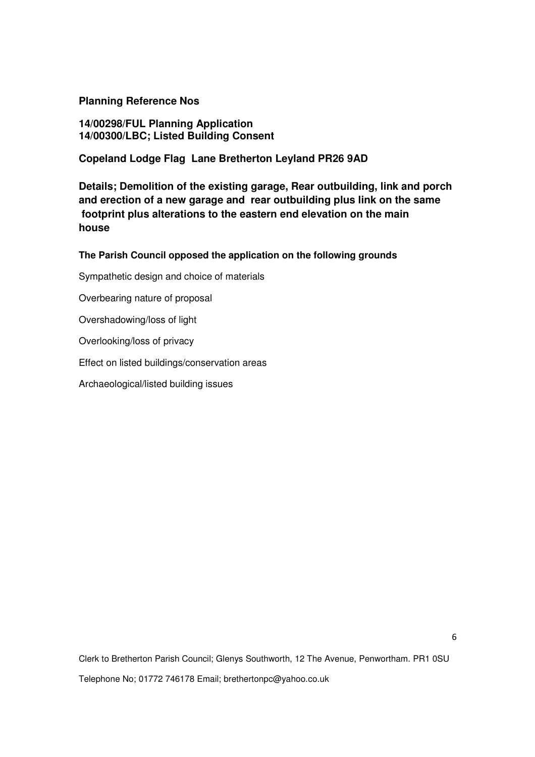**Planning Reference Nos**

**14/00298/FUL Planning Application**
**14/00300/LBC; Listed Building Consent**

**Copeland Lodge Flag Lane Bretherton Leyland PR26 9AD**

**Details; Demolition of the existing garage, Rear outbuilding, link and porch and erection of a new garage and rear outbuilding plus link on the same footprint plus alterations to the eastern end elevation on the main house**

**The Parish Council opposed the application on the following grounds**

Sympathetic design and choice of materials

Overbearing nature of proposal

Overshadowing/loss of light

Overlooking/loss of privacy

Effect on listed buildings/conservation areas

Archaeological/listed building issues

Clerk to Bretherton Parish Council; Glenys Southworth, 12 The Avenue, Penwortham. PR1 0SU

Telephone No; 01772 746178 Email; brethertonpc@yahoo.co.uk